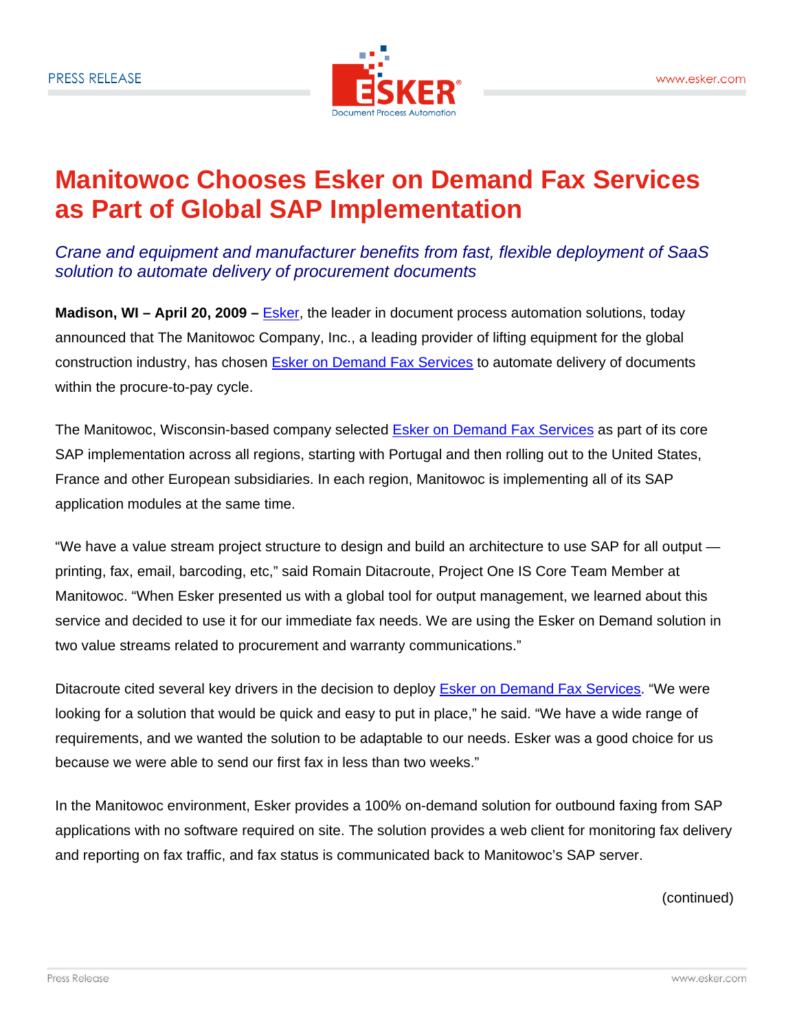# Manitowoc Chooses Esker on Demand Fax Services as Part of Global SAP Implementation

*Crane and equipment and manufacturer benefits from fast, flexible deployment of SaaS solution to automate delivery of procurement documents*

**Madison, WI – April 20, 2009 –** Esker, the leader in document process automation solutions, today announced that The Manitowoc Company, Inc., a leading provider of lifting equipment for the global construction industry, has chosen Esker on Demand Fax Services to automate delivery of documents within the procure-to-pay cycle.

The Manitowoc, Wisconsin-based company selected Esker on Demand Fax Services as part of its core SAP implementation across all regions, starting with Portugal and then rolling out to the United States, France and other European subsidiaries. In each region, Manitowoc is implementing all of its SAP application modules at the same time.

"We have a value stream project structure to design and build an architecture to use SAP for all output — printing, fax, email, barcoding, etc," said Romain Ditacroute, Project One IS Core Team Member at Manitowoc. "When Esker presented us with a global tool for output management, we learned about this service and decided to use it for our immediate fax needs. We are using the Esker on Demand solution in two value streams related to procurement and warranty communications."

Ditacroute cited several key drivers in the decision to deploy Esker on Demand Fax Services. "We were looking for a solution that would be quick and easy to put in place," he said. "We have a wide range of requirements, and we wanted the solution to be adaptable to our needs. Esker was a good choice for us because we were able to send our first fax in less than two weeks."

In the Manitowoc environment, Esker provides a 100% on-demand solution for outbound faxing from SAP applications with no software required on site. The solution provides a web client for monitoring fax delivery and reporting on fax traffic, and fax status is communicated back to Manitowoc's SAP server.

(continued)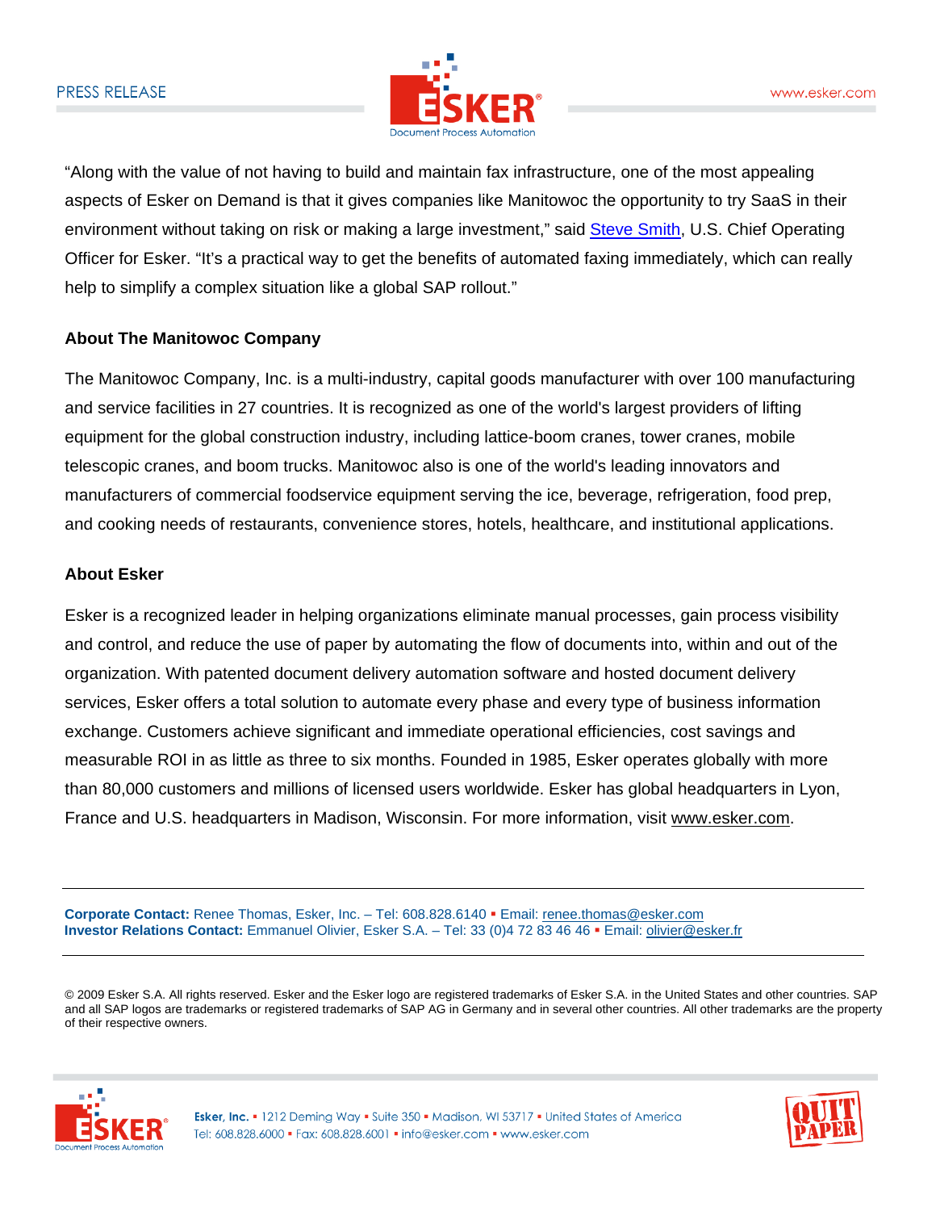"Along with the value of not having to build and maintain fax infrastructure, one of the most appealing aspects of Esker on Demand is that it gives companies like Manitowoc the opportunity to try SaaS in their environment without taking on risk or making a large investment," said Steve Smith, U.S. Chief Operating Officer for Esker. "It's a practical way to get the benefits of automated faxing immediately, which can really help to simplify a complex situation like a global SAP rollout."

**About The Manitowoc Company**

The Manitowoc Company, Inc. is a multi-industry, capital goods manufacturer with over 100 manufacturing and service facilities in 27 countries. It is recognized as one of the world's largest providers of lifting equipment for the global construction industry, including lattice-boom cranes, tower cranes, mobile telescopic cranes, and boom trucks. Manitowoc also is one of the world's leading innovators and manufacturers of commercial foodservice equipment serving the ice, beverage, refrigeration, food prep, and cooking needs of restaurants, convenience stores, hotels, healthcare, and institutional applications.

**About Esker**

Esker is a recognized leader in helping organizations eliminate manual processes, gain process visibility and control, and reduce the use of paper by automating the flow of documents into, within and out of the organization. With patented document delivery automation software and hosted document delivery services, Esker offers a total solution to automate every phase and every type of business information exchange. Customers achieve significant and immediate operational efficiencies, cost savings and measurable ROI in as little as three to six months. Founded in 1985, Esker operates globally with more than 80,000 customers and millions of licensed users worldwide. Esker has global headquarters in Lyon, France and U.S. headquarters in Madison, Wisconsin. For more information, visit www.esker.com.

---

**Corporate Contact:** Renee Thomas, Esker, Inc. – Tel: 608.828.6140 ▪ Email: renee.thomas@esker.com
**Investor Relations Contact:** Emmanuel Olivier, Esker S.A. – Tel: 33 (0)4 72 83 46 46 ▪ Email: olivier@esker.fr

---

© 2009 Esker S.A. All rights reserved. Esker and the Esker logo are registered trademarks of Esker S.A. in the United States and other countries. SAP and all SAP logos are trademarks or registered trademarks of SAP AG in Germany and in several other countries. All other trademarks are the property of their respective owners.

**Esker, Inc.** ▪ 1212 Deming Way ▪ Suite 350 ▪ Madison, WI 53717 ▪ United States of America
Tel: 608.828.6000 ▪ Fax: 608.828.6001 ▪ info@esker.com ▪ www.esker.com